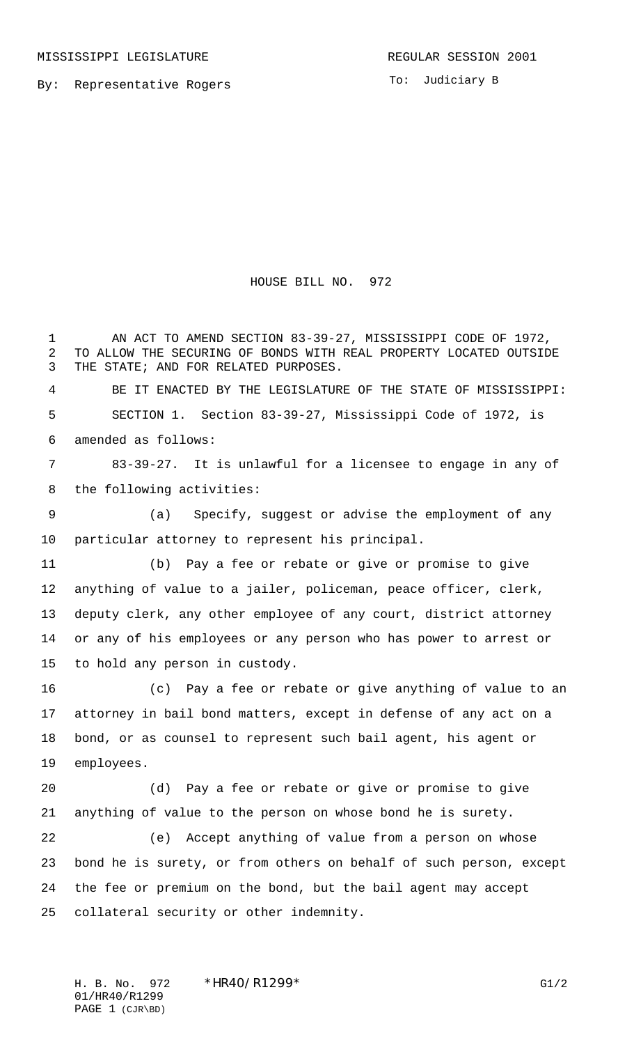MISSISSIPPI LEGISLATURE REGULAR SESSION 2001

By: Representative Rogers

To: Judiciary B

# HOUSE BILL NO. 972

AN ACT TO AMEND SECTION 83-39-27, MISSISSIPPI CODE OF 1972, TO ALLOW THE SECURING OF BONDS WITH REAL PROPERTY LOCATED OUTSIDE THE STATE; AND FOR RELATED PURPOSES.

BE IT ENACTED BY THE LEGISLATURE OF THE STATE OF MISSISSIPPI:

SECTION 1. Section 83-39-27, Mississippi Code of 1972, is amended as follows:

83-39-27. It is unlawful for a licensee to engage in any of the following activities:

(a) Specify, suggest or advise the employment of any particular attorney to represent his principal.

(b) Pay a fee or rebate or give or promise to give anything of value to a jailer, policeman, peace officer, clerk, deputy clerk, any other employee of any court, district attorney or any of his employees or any person who has power to arrest or to hold any person in custody.

(c) Pay a fee or rebate or give anything of value to an attorney in bail bond matters, except in defense of any act on a bond, or as counsel to represent such bail agent, his agent or employees.

(d) Pay a fee or rebate or give or promise to give anything of value to the person on whose bond he is surety.

(e) Accept anything of value from a person on whose bond he is surety, or from others on behalf of such person, except the fee or premium on the bond, but the bail agent may accept collateral security or other indemnity.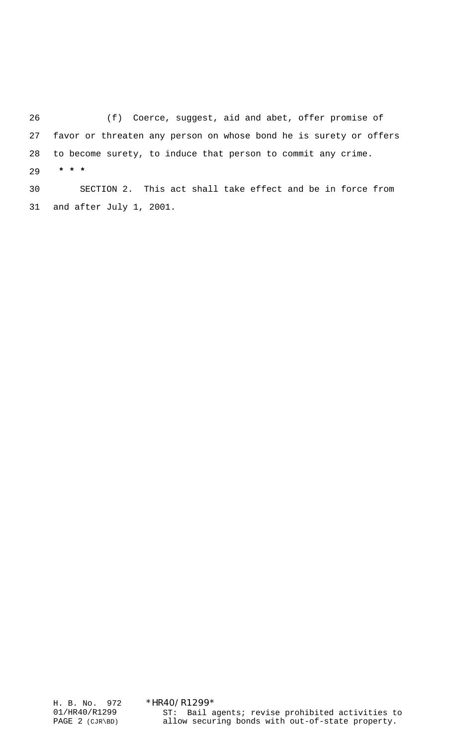(f) Coerce, suggest, aid and abet, offer promise of favor or threaten any person on whose bond he is surety or offers to become surety, to induce that person to commit any crime.

* * *

SECTION 2. This act shall take effect and be in force from and after July 1, 2001.